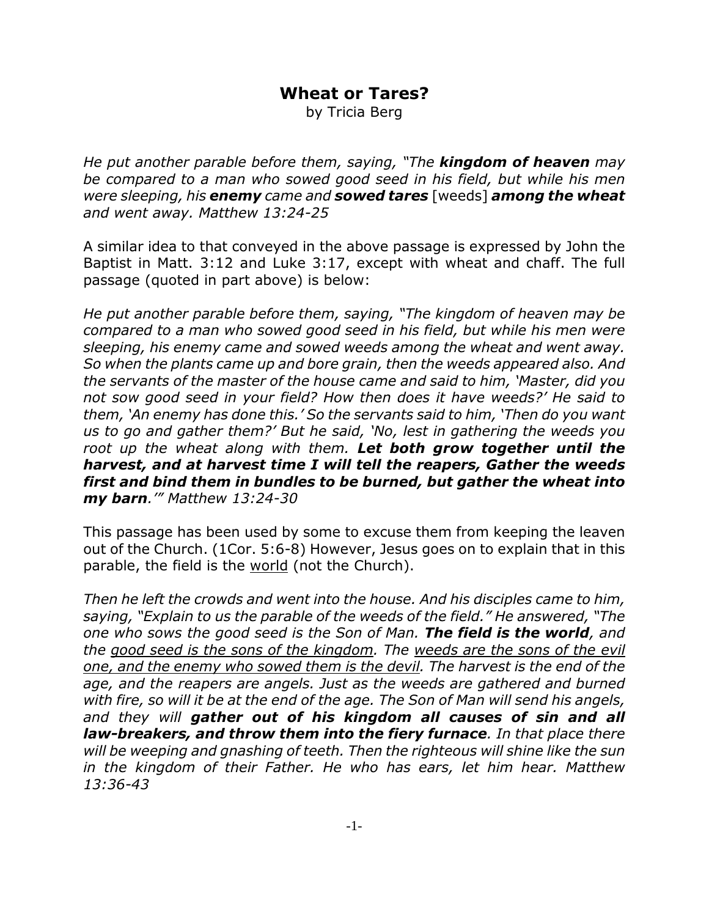# Wheat or Tares?

by Tricia Berg

*He put another parable before them, saying, "The* ***kingdom of heaven*** *may be compared to a man who sowed good seed in his field, but while his men were sleeping, his* ***enemy*** *came and* ***sowed tares*** *[weeds]* ***among the wheat*** *and went away. Matthew 13:24-25*

A similar idea to that conveyed in the above passage is expressed by John the Baptist in Matt. 3:12 and Luke 3:17, except with wheat and chaff. The full passage (quoted in part above) is below:

*He put another parable before them, saying, "The kingdom of heaven may be compared to a man who sowed good seed in his field, but while his men were sleeping, his enemy came and sowed weeds among the wheat and went away. So when the plants came up and bore grain, then the weeds appeared also. And the servants of the master of the house came and said to him, 'Master, did you not sow good seed in your field? How then does it have weeds?' He said to them, 'An enemy has done this.' So the servants said to him, 'Then do you want us to go and gather them?' But he said, 'No, lest in gathering the weeds you root up the wheat along with them.* ***Let both grow together until the harvest, and at harvest time I will tell the reapers, Gather the weeds first and bind them in bundles to be burned, but gather the wheat into my barn****.'" Matthew 13:24-30*

This passage has been used by some to excuse them from keeping the leaven out of the Church. (1Cor. 5:6-8) However, Jesus goes on to explain that in this parable, the field is the <u>world</u> (not the Church).

*Then he left the crowds and went into the house. And his disciples came to him, saying, "Explain to us the parable of the weeds of the field." He answered, "The one who sows the good seed is the Son of Man.* ***The field is the world****, and the <u>good seed is the sons of the kingdom</u>. The <u>weeds are the sons of the evil one, and the enemy who sowed them is the devil</u>. The harvest is the end of the age, and the reapers are angels. Just as the weeds are gathered and burned with fire, so will it be at the end of the age. The Son of Man will send his angels, and they will* ***gather out of his kingdom all causes of sin and all law-breakers, and throw them into the fiery furnace****. In that place there will be weeping and gnashing of teeth. Then the righteous will shine like the sun in the kingdom of their Father. He who has ears, let him hear. Matthew 13:36-43*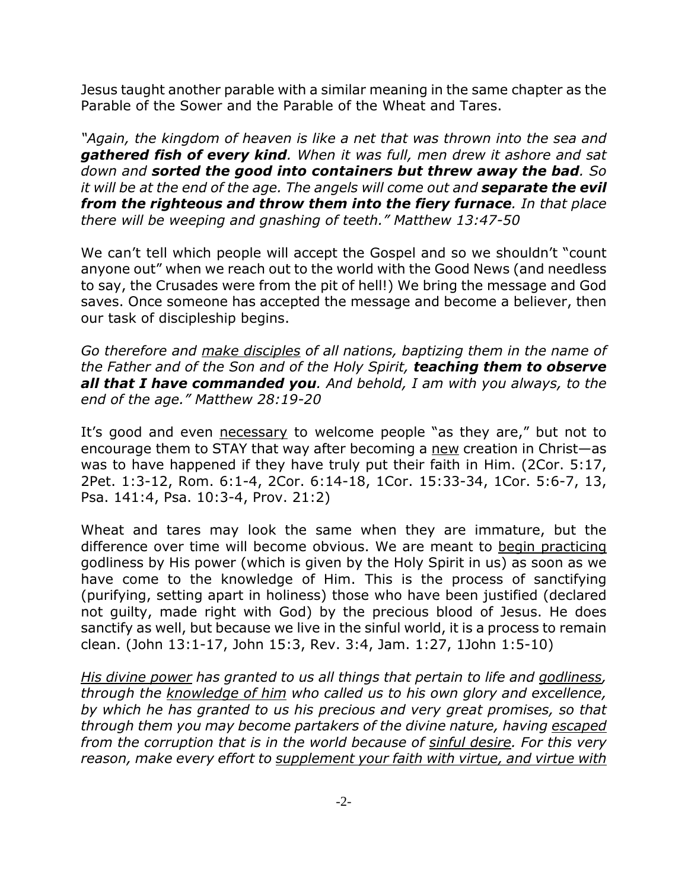Jesus taught another parable with a similar meaning in the same chapter as the Parable of the Sower and the Parable of the Wheat and Tares.

*"Again, the kingdom of heaven is like a net that was thrown into the sea and* ***gathered fish of every kind****. When it was full, men drew it ashore and sat down and* ***sorted the good into containers but threw away the bad****. So it will be at the end of the age. The angels will come out and* ***separate the evil from the righteous and throw them into the fiery furnace****. In that place there will be weeping and gnashing of teeth." Matthew 13:47-50*

We can't tell which people will accept the Gospel and so we shouldn't "count anyone out" when we reach out to the world with the Good News (and needless to say, the Crusades were from the pit of hell!) We bring the message and God saves. Once someone has accepted the message and become a believer, then our task of discipleship begins.

*Go therefore and <u>make disciples</u> of all nations, baptizing them in the name of the Father and of the Son and of the Holy Spirit,* ***teaching them to observe all that I have commanded you****. And behold, I am with you always, to the end of the age." Matthew 28:19-20*

It's good and even <u>necessary</u> to welcome people "as they are," but not to encourage them to STAY that way after becoming a <u>new</u> creation in Christ—as was to have happened if they have truly put their faith in Him. (2Cor. 5:17, 2Pet. 1:3-12, Rom. 6:1-4, 2Cor. 6:14-18, 1Cor. 15:33-34, 1Cor. 5:6-7, 13, Psa. 141:4, Psa. 10:3-4, Prov. 21:2)

Wheat and tares may look the same when they are immature, but the difference over time will become obvious. We are meant to <u>begin practicing</u> godliness by His power (which is given by the Holy Spirit in us) as soon as we have come to the knowledge of Him. This is the process of sanctifying (purifying, setting apart in holiness) those who have been justified (declared not guilty, made right with God) by the precious blood of Jesus. He does sanctify as well, but because we live in the sinful world, it is a process to remain clean. (John 13:1-17, John 15:3, Rev. 3:4, Jam. 1:27, 1John 1:5-10)

*<u>His divine power</u> has granted to us all things that pertain to life and <u>godliness</u>, through the <u>knowledge of him</u> who called us to his own glory and excellence, by which he has granted to us his precious and very great promises, so that through them you may become partakers of the divine nature, having <u>escaped</u> from the corruption that is in the world because of <u>sinful desire</u>. For this very reason, make every effort to <u>supplement your faith with virtue, and virtue with</u>*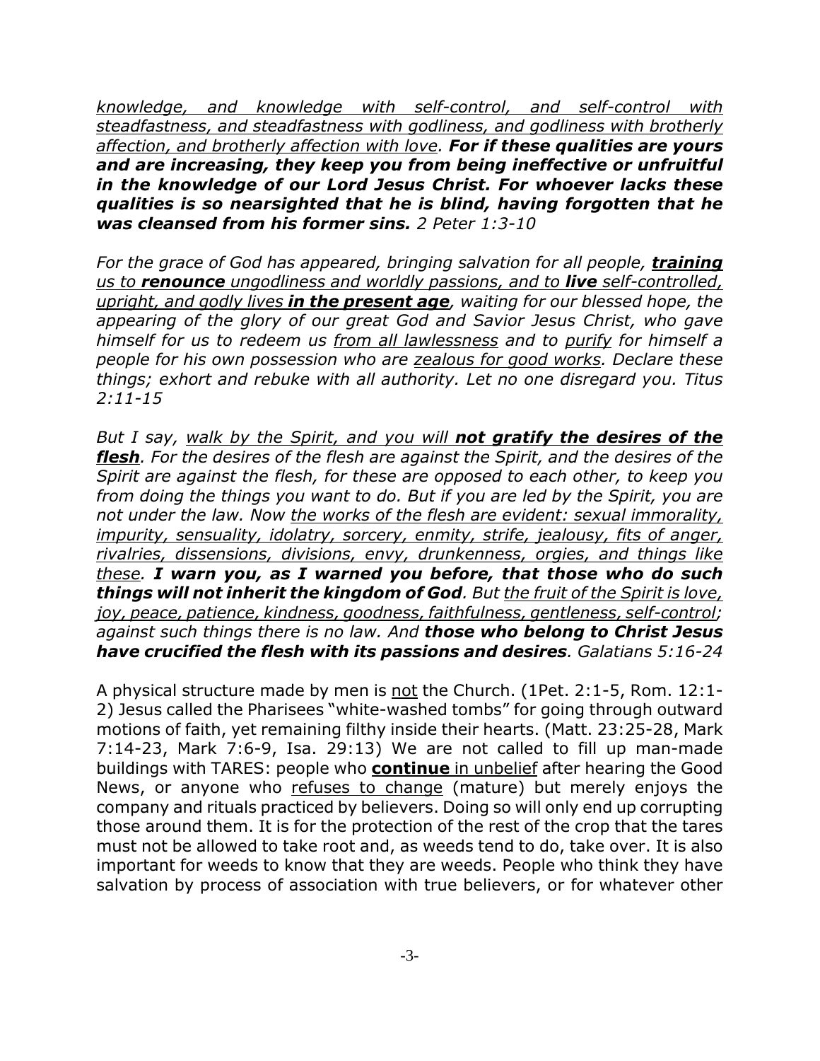*<u>knowledge, and knowledge with self-control, and self-control with steadfastness, and steadfastness with godliness, and godliness with brotherly affection, and brotherly affection with love</u>.* ***For if these qualities are yours and are increasing, they keep you from being ineffective or unfruitful in the knowledge of our Lord Jesus Christ. For whoever lacks these qualities is so nearsighted that he is blind, having forgotten that he was cleansed from his former sins.*** *2 Peter 1:3-10*

*For the grace of God has appeared, bringing salvation for all people,* ***<u>training</u>*** *<u>us to</u>* ***<u>renounce</u>*** *<u>ungodliness and worldly passions, and to</u>* ***<u>live</u>*** *<u>self-controlled, upright, and godly lives</u>* ***<u>in the present age</u>****, waiting for our blessed hope, the appearing of the glory of our great God and Savior Jesus Christ, who gave himself for us to redeem us <u>from all lawlessness</u> and to <u>purify</u> for himself a people for his own possession who are <u>zealous for good works</u>. Declare these things; exhort and rebuke with all authority. Let no one disregard you. Titus 2:11-15*

*But I say, <u>walk by the Spirit, and you will</u>* ***<u>not gratify the desires of the flesh</u>****. For the desires of the flesh are against the Spirit, and the desires of the Spirit are against the flesh, for these are opposed to each other, to keep you from doing the things you want to do. But if you are led by the Spirit, you are not under the law. Now <u>the works of the flesh are evident: sexual immorality, impurity, sensuality, idolatry, sorcery, enmity, strife, jealousy, fits of anger, rivalries, dissensions, divisions, envy, drunkenness, orgies, and things like these</u>.* ***I warn you, as I warned you before, that those who do such things will not inherit the kingdom of God****. But <u>the fruit of the Spirit is love, joy, peace, patience, kindness, goodness, faithfulness, gentleness, self-control</u>; against such things there is no law. And* ***those who belong to Christ Jesus have crucified the flesh with its passions and desires****. Galatians 5:16-24*

A physical structure made by men is <u>not</u> the Church. (1Pet. 2:1-5, Rom. 12:1-2) Jesus called the Pharisees "white-washed tombs" for going through outward motions of faith, yet remaining filthy inside their hearts. (Matt. 23:25-28, Mark 7:14-23, Mark 7:6-9, Isa. 29:13) We are not called to fill up man-made buildings with TARES: people who **<u>continue</u>** <u>in unbelief</u> after hearing the Good News, or anyone who <u>refuses to change</u> (mature) but merely enjoys the company and rituals practiced by believers. Doing so will only end up corrupting those around them. It is for the protection of the rest of the crop that the tares must not be allowed to take root and, as weeds tend to do, take over. It is also important for weeds to know that they are weeds. People who think they have salvation by process of association with true believers, or for whatever other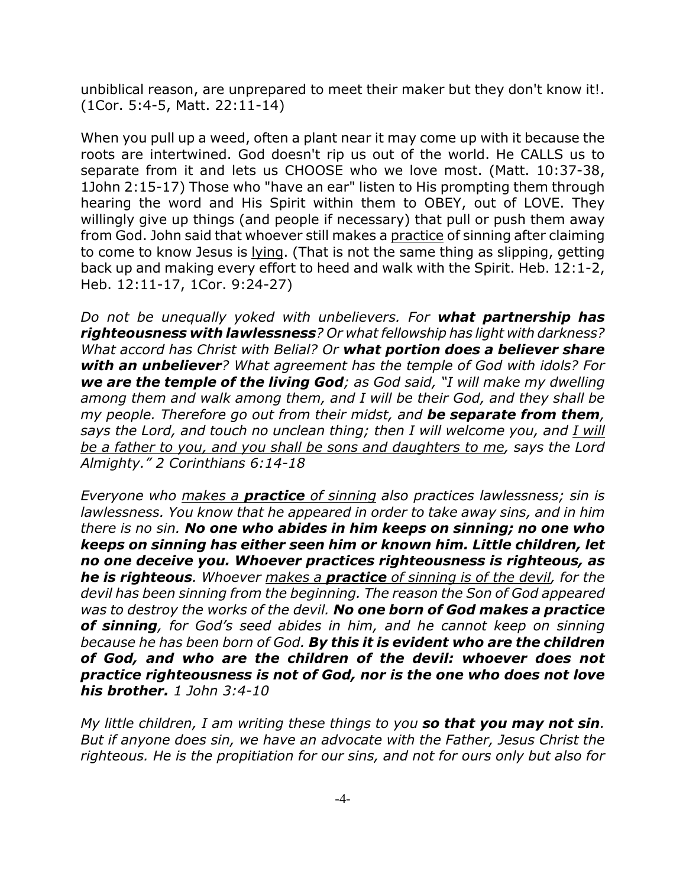unbiblical reason, are unprepared to meet their maker but they don't know it!. (1Cor. 5:4-5, Matt. 22:11-14)

When you pull up a weed, often a plant near it may come up with it because the roots are intertwined. God doesn't rip us out of the world. He CALLS us to separate from it and lets us CHOOSE who we love most. (Matt. 10:37-38, 1John 2:15-17) Those who "have an ear" listen to His prompting them through hearing the word and His Spirit within them to OBEY, out of LOVE. They willingly give up things (and people if necessary) that pull or push them away from God. John said that whoever still makes a <u>practice</u> of sinning after claiming to come to know Jesus is <u>lying</u>. (That is not the same thing as slipping, getting back up and making every effort to heed and walk with the Spirit. Heb. 12:1-2, Heb. 12:11-17, 1Cor. 9:24-27)

*Do not be unequally yoked with unbelievers. For **what partnership has righteousness with lawlessness**? Or what fellowship has light with darkness? What accord has Christ with Belial? Or **what portion does a believer share with an unbeliever**? What agreement has the temple of God with idols? For **we are the temple of the living God**; as God said, "I will make my dwelling among them and walk among them, and I will be their God, and they shall be my people. Therefore go out from their midst, and **be separate from them**, says the Lord, and touch no unclean thing; then I will welcome you, and <u>I will be a father to you, and you shall be sons and daughters to me</u>, says the Lord Almighty." 2 Corinthians 6:14-18*

*Everyone who <u>makes a **practice** of sinning</u> also practices lawlessness; sin is lawlessness. You know that he appeared in order to take away sins, and in him there is no sin. **No one who abides in him keeps on sinning; no one who keeps on sinning has either seen him or known him. Little children, let no one deceive you. Whoever practices righteousness is righteous, as he is righteous**. Whoever <u>makes a **practice** of sinning is of the devil</u>, for the devil has been sinning from the beginning. The reason the Son of God appeared was to destroy the works of the devil. **No one born of God makes a practice of sinning**, for God's seed abides in him, and he cannot keep on sinning because he has been born of God. **By this it is evident who are the children of God, and who are the children of the devil: whoever does not practice righteousness is not of God, nor is the one who does not love his brother.** 1 John 3:4-10*

*My little children, I am writing these things to you **so that you may not sin**. But if anyone does sin, we have an advocate with the Father, Jesus Christ the righteous. He is the propitiation for our sins, and not for ours only but also for*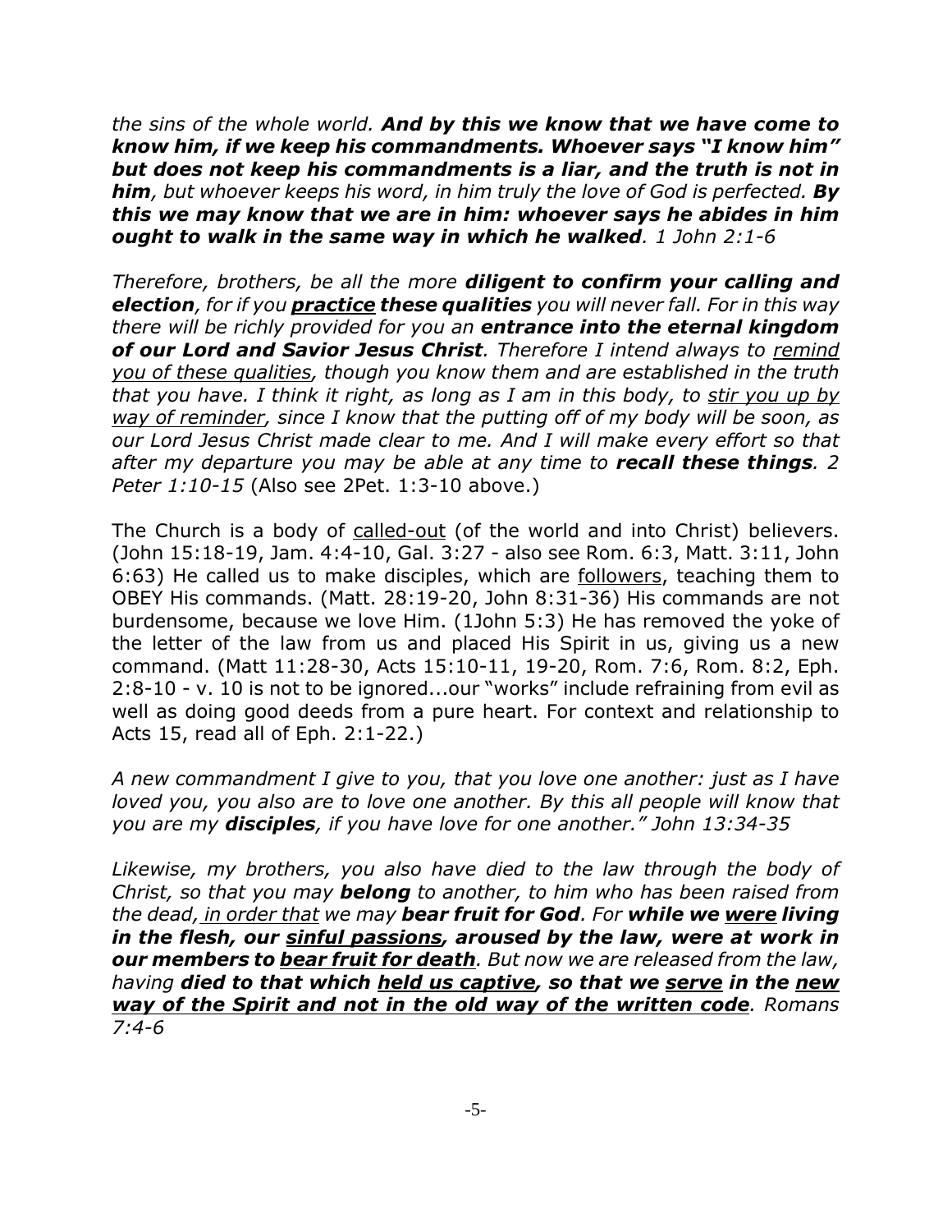*the sins of the whole world.* ***And by this we know that we have come to know him, if we keep his commandments. Whoever says "I know him" but does not keep his commandments is a liar, and the truth is not in him****, but whoever keeps his word, in him truly the love of God is perfected.* ***By this we may know that we are in him: whoever says he abides in him ought to walk in the same way in which he walked****. 1 John 2:1-6*

*Therefore, brothers, be all the more* ***diligent to confirm your calling and election****, for if you* ***<u>practice</u> these qualities*** *you will never fall. For in this way there will be richly provided for you an* ***entrance into the eternal kingdom of our Lord and Savior Jesus Christ****. Therefore I intend always to <u>remind you of these qualities</u>, though you know them and are established in the truth that you have. I think it right, as long as I am in this body, to <u>stir you up by way of reminder</u>, since I know that the putting off of my body will be soon, as our Lord Jesus Christ made clear to me. And I will make every effort so that after my departure you may be able at any time to* ***recall these things****. 2 Peter 1:10-15* (Also see 2Pet. 1:3-10 above.)

The Church is a body of <u>called-out</u> (of the world and into Christ) believers. (John 15:18-19, Jam. 4:4-10, Gal. 3:27 - also see Rom. 6:3, Matt. 3:11, John 6:63) He called us to make disciples, which are <u>followers</u>, teaching them to OBEY His commands. (Matt. 28:19-20, John 8:31-36) His commands are not burdensome, because we love Him. (1John 5:3) He has removed the yoke of the letter of the law from us and placed His Spirit in us, giving us a new command. (Matt 11:28-30, Acts 15:10-11, 19-20, Rom. 7:6, Rom. 8:2, Eph. 2:8-10 - v. 10 is not to be ignored...our "works" include refraining from evil as well as doing good deeds from a pure heart. For context and relationship to Acts 15, read all of Eph. 2:1-22.)

*A new commandment I give to you, that you love one another: just as I have loved you, you also are to love one another. By this all people will know that you are my* ***disciples****, if you have love for one another." John 13:34-35*

*Likewise, my brothers, you also have died to the law through the body of Christ, so that you may* ***belong*** *to another, to him who has been raised from the dead, <u>in order that</u> we may* ***bear fruit for God****. For* ***while we <u>were</u> living in the flesh, our <u>sinful passions</u>, aroused by the law, were at work in our members to <u>bear fruit for death</u>****. But now we are released from the law, having* ***died to that which <u>held us captive</u>, so that we <u>serve</u> in the <u>new way of the Spirit</u> and not in the old way of the written code****. Romans 7:4-6*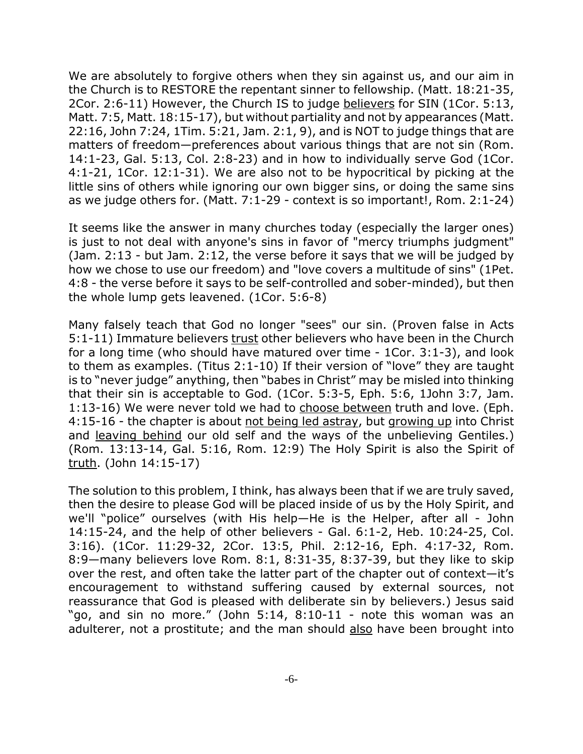We are absolutely to forgive others when they sin against us, and our aim in the Church is to RESTORE the repentant sinner to fellowship. (Matt. 18:21-35, 2Cor. 2:6-11) However, the Church IS to judge <u>believers</u> for SIN (1Cor. 5:13, Matt. 7:5, Matt. 18:15-17), but without partiality and not by appearances (Matt. 22:16, John 7:24, 1Tim. 5:21, Jam. 2:1, 9), and is NOT to judge things that are matters of freedom—preferences about various things that are not sin (Rom. 14:1-23, Gal. 5:13, Col. 2:8-23) and in how to individually serve God (1Cor. 4:1-21, 1Cor. 12:1-31). We are also not to be hypocritical by picking at the little sins of others while ignoring our own bigger sins, or doing the same sins as we judge others for. (Matt. 7:1-29 - context is so important!, Rom. 2:1-24)

It seems like the answer in many churches today (especially the larger ones) is just to not deal with anyone's sins in favor of "mercy triumphs judgment" (Jam. 2:13 - but Jam. 2:12, the verse before it says that we will be judged by how we chose to use our freedom) and "love covers a multitude of sins" (1Pet. 4:8 - the verse before it says to be self-controlled and sober-minded), but then the whole lump gets leavened. (1Cor. 5:6-8)

Many falsely teach that God no longer "sees" our sin. (Proven false in Acts 5:1-11) Immature believers <u>trust</u> other believers who have been in the Church for a long time (who should have matured over time - 1Cor. 3:1-3), and look to them as examples. (Titus 2:1-10) If their version of "love" they are taught is to "never judge" anything, then "babes in Christ" may be misled into thinking that their sin is acceptable to God. (1Cor. 5:3-5, Eph. 5:6, 1John 3:7, Jam. 1:13-16) We were never told we had to <u>choose between</u> truth and love. (Eph. 4:15-16 - the chapter is about <u>not being led astray</u>, but <u>growing up</u> into Christ and <u>leaving behind</u> our old self and the ways of the unbelieving Gentiles.) (Rom. 13:13-14, Gal. 5:16, Rom. 12:9) The Holy Spirit is also the Spirit of <u>truth</u>. (John 14:15-17)

The solution to this problem, I think, has always been that if we are truly saved, then the desire to please God will be placed inside of us by the Holy Spirit, and we'll "police" ourselves (with His help—He is the Helper, after all - John 14:15-24, and the help of other believers - Gal. 6:1-2, Heb. 10:24-25, Col. 3:16). (1Cor. 11:29-32, 2Cor. 13:5, Phil. 2:12-16, Eph. 4:17-32, Rom. 8:9—many believers love Rom. 8:1, 8:31-35, 8:37-39, but they like to skip over the rest, and often take the latter part of the chapter out of context—it's encouragement to withstand suffering caused by external sources, not reassurance that God is pleased with deliberate sin by believers.) Jesus said "go, and sin no more." (John 5:14, 8:10-11 - note this woman was an adulterer, not a prostitute; and the man should <u>also</u> have been brought into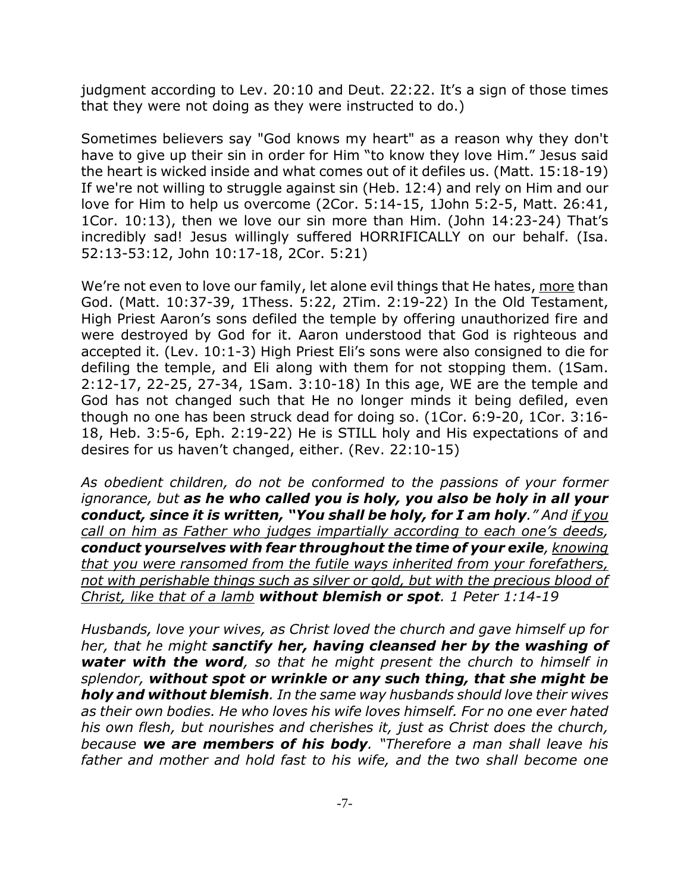judgment according to Lev. 20:10 and Deut. 22:22. It's a sign of those times that they were not doing as they were instructed to do.)

Sometimes believers say "God knows my heart" as a reason why they don't have to give up their sin in order for Him "to know they love Him." Jesus said the heart is wicked inside and what comes out of it defiles us. (Matt. 15:18-19) If we're not willing to struggle against sin (Heb. 12:4) and rely on Him and our love for Him to help us overcome (2Cor. 5:14-15, 1John 5:2-5, Matt. 26:41, 1Cor. 10:13), then we love our sin more than Him. (John 14:23-24) That's incredibly sad! Jesus willingly suffered HORRIFICALLY on our behalf. (Isa. 52:13-53:12, John 10:17-18, 2Cor. 5:21)

We're not even to love our family, let alone evil things that He hates, <u>more</u> than God. (Matt. 10:37-39, 1Thess. 5:22, 2Tim. 2:19-22) In the Old Testament, High Priest Aaron's sons defiled the temple by offering unauthorized fire and were destroyed by God for it. Aaron understood that God is righteous and accepted it. (Lev. 10:1-3) High Priest Eli's sons were also consigned to die for defiling the temple, and Eli along with them for not stopping them. (1Sam. 2:12-17, 22-25, 27-34, 1Sam. 3:10-18) In this age, WE are the temple and God has not changed such that He no longer minds it being defiled, even though no one has been struck dead for doing so. (1Cor. 6:9-20, 1Cor. 3:16-18, Heb. 3:5-6, Eph. 2:19-22) He is STILL holy and His expectations of and desires for us haven't changed, either. (Rev. 22:10-15)

*As obedient children, do not be conformed to the passions of your former ignorance, but **as he who called you is holy, you also be holy in all your conduct, since it is written, "You shall be holy, for I am holy**." And <u>if you call on him as Father who judges impartially according to each one's deeds,</u> **conduct yourselves with fear throughout the time of your exile**, <u>knowing that you were ransomed from the futile ways inherited from your forefathers, not with perishable things such as silver or gold, but with the precious blood of Christ, like that of a lamb</u> **without blemish or spot**. 1 Peter 1:14-19*

*Husbands, love your wives, as Christ loved the church and gave himself up for her, that he might **sanctify her, having cleansed her by the washing of water with the word**, so that he might present the church to himself in splendor, **without spot or wrinkle or any such thing, that she might be holy and without blemish**. In the same way husbands should love their wives as their own bodies. He who loves his wife loves himself. For no one ever hated his own flesh, but nourishes and cherishes it, just as Christ does the church, because **we are members of his body**. "Therefore a man shall leave his father and mother and hold fast to his wife, and the two shall become one*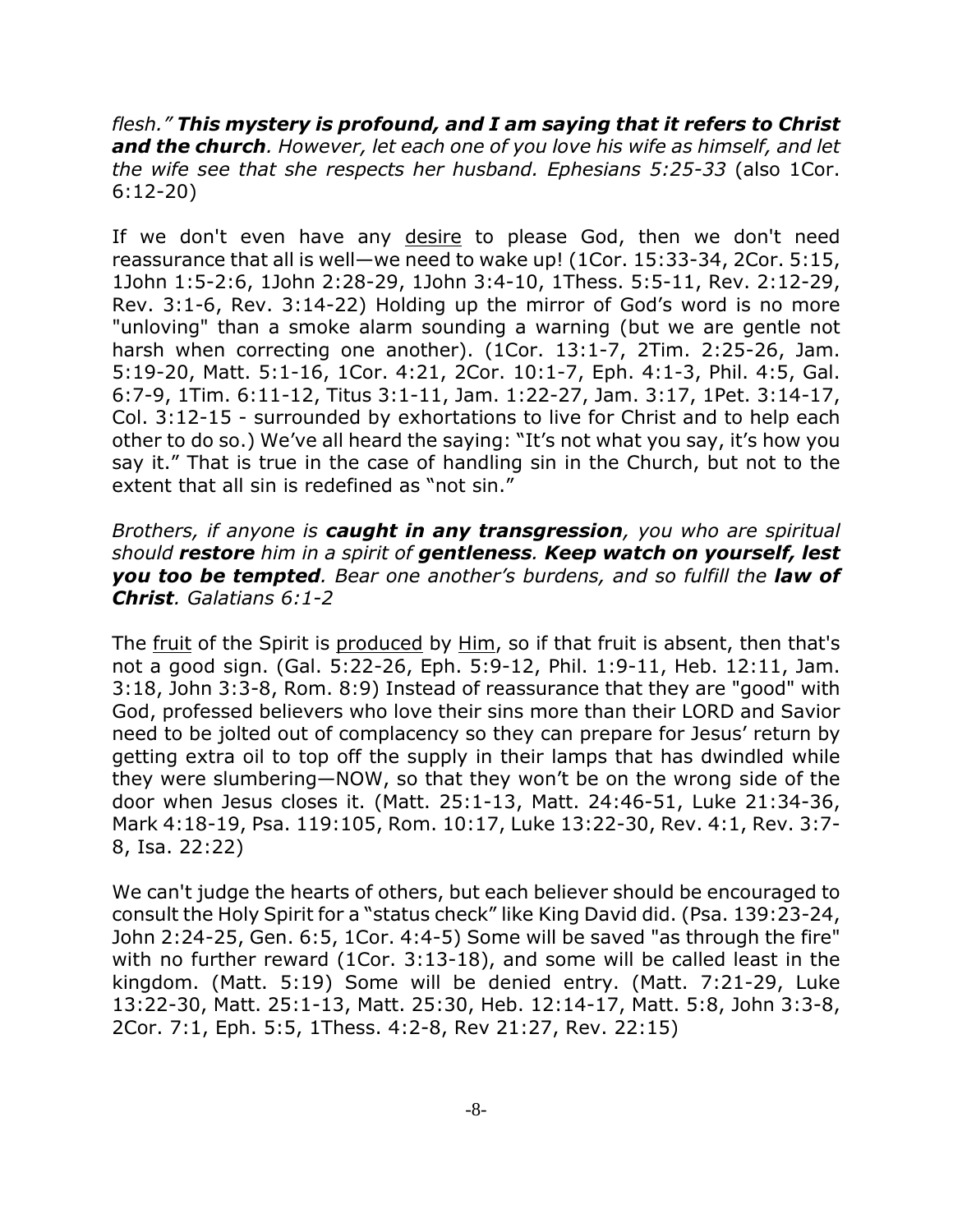*flesh." **This mystery is profound, and I am saying that it refers to Christ and the church**. However, let each one of you love his wife as himself, and let the wife see that she respects her husband. Ephesians 5:25-33* (also 1Cor. 6:12-20)

If we don't even have any <u>desire</u> to please God, then we don't need reassurance that all is well—we need to wake up! (1Cor. 15:33-34, 2Cor. 5:15, 1John 1:5-2:6, 1John 2:28-29, 1John 3:4-10, 1Thess. 5:5-11, Rev. 2:12-29, Rev. 3:1-6, Rev. 3:14-22) Holding up the mirror of God's word is no more "unloving" than a smoke alarm sounding a warning (but we are gentle not harsh when correcting one another). (1Cor. 13:1-7, 2Tim. 2:25-26, Jam. 5:19-20, Matt. 5:1-16, 1Cor. 4:21, 2Cor. 10:1-7, Eph. 4:1-3, Phil. 4:5, Gal. 6:7-9, 1Tim. 6:11-12, Titus 3:1-11, Jam. 1:22-27, Jam. 3:17, 1Pet. 3:14-17, Col. 3:12-15 - surrounded by exhortations to live for Christ and to help each other to do so.) We've all heard the saying: "It's not what you say, it's how you say it." That is true in the case of handling sin in the Church, but not to the extent that all sin is redefined as "not sin."

*Brothers, if anyone is **caught in any transgression**, you who are spiritual should **restore** him in a spirit of **gentleness**. **Keep watch on yourself, lest you too be tempted**. Bear one another's burdens, and so fulfill the **law of Christ**. Galatians 6:1-2*

The <u>fruit</u> of the Spirit is <u>produced</u> by <u>Him</u>, so if that fruit is absent, then that's not a good sign. (Gal. 5:22-26, Eph. 5:9-12, Phil. 1:9-11, Heb. 12:11, Jam. 3:18, John 3:3-8, Rom. 8:9) Instead of reassurance that they are "good" with God, professed believers who love their sins more than their LORD and Savior need to be jolted out of complacency so they can prepare for Jesus' return by getting extra oil to top off the supply in their lamps that has dwindled while they were slumbering—NOW, so that they won't be on the wrong side of the door when Jesus closes it. (Matt. 25:1-13, Matt. 24:46-51, Luke 21:34-36, Mark 4:18-19, Psa. 119:105, Rom. 10:17, Luke 13:22-30, Rev. 4:1, Rev. 3:7-8, Isa. 22:22)

We can't judge the hearts of others, but each believer should be encouraged to consult the Holy Spirit for a "status check" like King David did. (Psa. 139:23-24, John 2:24-25, Gen. 6:5, 1Cor. 4:4-5) Some will be saved "as through the fire" with no further reward (1Cor. 3:13-18), and some will be called least in the kingdom. (Matt. 5:19) Some will be denied entry. (Matt. 7:21-29, Luke 13:22-30, Matt. 25:1-13, Matt. 25:30, Heb. 12:14-17, Matt. 5:8, John 3:3-8, 2Cor. 7:1, Eph. 5:5, 1Thess. 4:2-8, Rev 21:27, Rev. 22:15)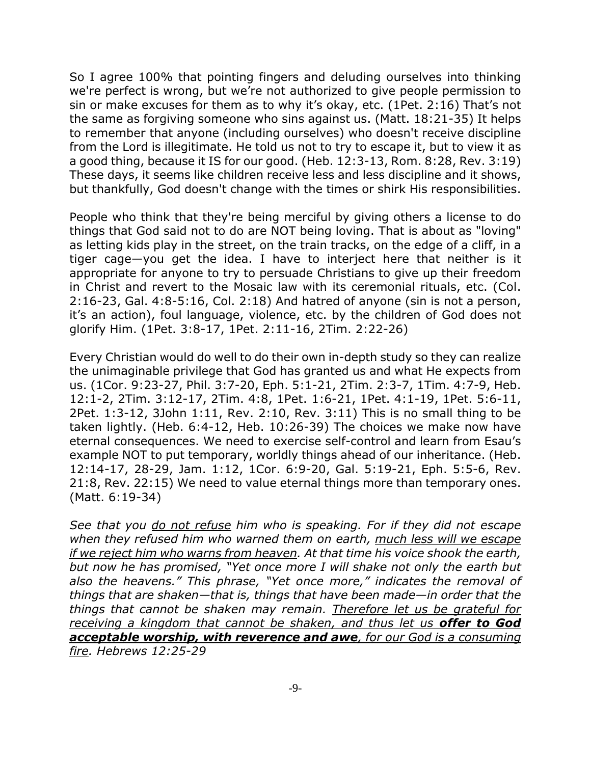So I agree 100% that pointing fingers and deluding ourselves into thinking we're perfect is wrong, but we're not authorized to give people permission to sin or make excuses for them as to why it's okay, etc. (1Pet. 2:16) That's not the same as forgiving someone who sins against us. (Matt. 18:21-35) It helps to remember that anyone (including ourselves) who doesn't receive discipline from the Lord is illegitimate. He told us not to try to escape it, but to view it as a good thing, because it IS for our good. (Heb. 12:3-13, Rom. 8:28, Rev. 3:19) These days, it seems like children receive less and less discipline and it shows, but thankfully, God doesn't change with the times or shirk His responsibilities.

People who think that they're being merciful by giving others a license to do things that God said not to do are NOT being loving. That is about as "loving" as letting kids play in the street, on the train tracks, on the edge of a cliff, in a tiger cage—you get the idea. I have to interject here that neither is it appropriate for anyone to try to persuade Christians to give up their freedom in Christ and revert to the Mosaic law with its ceremonial rituals, etc. (Col. 2:16-23, Gal. 4:8-5:16, Col. 2:18) And hatred of anyone (sin is not a person, it's an action), foul language, violence, etc. by the children of God does not glorify Him. (1Pet. 3:8-17, 1Pet. 2:11-16, 2Tim. 2:22-26)

Every Christian would do well to do their own in-depth study so they can realize the unimaginable privilege that God has granted us and what He expects from us. (1Cor. 9:23-27, Phil. 3:7-20, Eph. 5:1-21, 2Tim. 2:3-7, 1Tim. 4:7-9, Heb. 12:1-2, 2Tim. 3:12-17, 2Tim. 4:8, 1Pet. 1:6-21, 1Pet. 4:1-19, 1Pet. 5:6-11, 2Pet. 1:3-12, 3John 1:11, Rev. 2:10, Rev. 3:11) This is no small thing to be taken lightly. (Heb. 6:4-12, Heb. 10:26-39) The choices we make now have eternal consequences. We need to exercise self-control and learn from Esau's example NOT to put temporary, worldly things ahead of our inheritance. (Heb. 12:14-17, 28-29, Jam. 1:12, 1Cor. 6:9-20, Gal. 5:19-21, Eph. 5:5-6, Rev. 21:8, Rev. 22:15) We need to value eternal things more than temporary ones. (Matt. 6:19-34)

*See that you <u>do not refuse</u> him who is speaking. For if they did not escape when they refused him who warned them on earth, <u>much less will we escape if we reject him who warns from heaven</u>. At that time his voice shook the earth, but now he has promised, "Yet once more I will shake not only the earth but also the heavens." This phrase, "Yet once more," indicates the removal of things that are shaken—that is, things that have been made—in order that the things that cannot be shaken may remain. <u>Therefore let us be grateful for receiving a kingdom that cannot be shaken, and thus let us **offer to God acceptable worship, with reverence and awe**, for our God is a consuming fire</u>. Hebrews 12:25-29*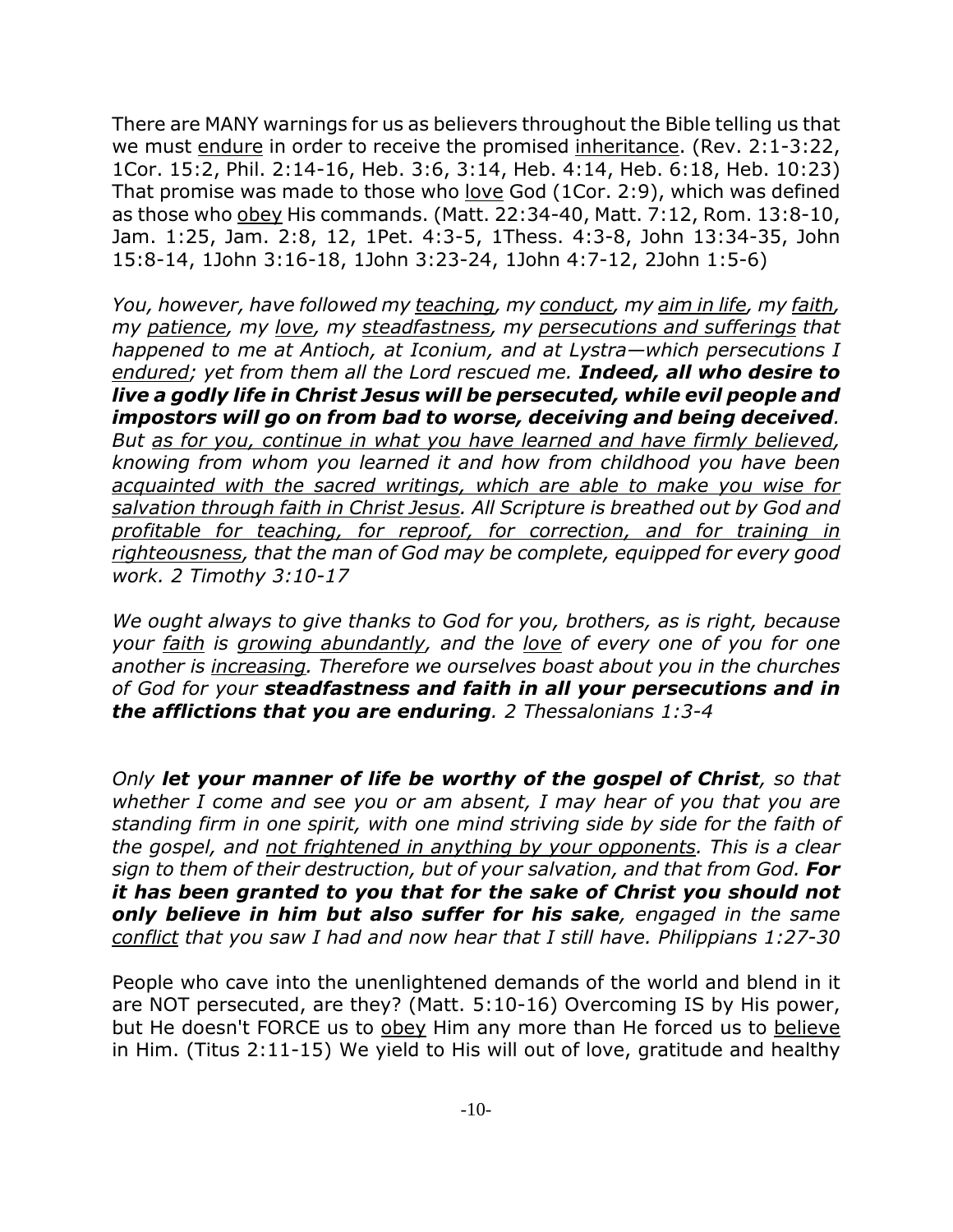There are MANY warnings for us as believers throughout the Bible telling us that we must <u>endure</u> in order to receive the promised <u>inheritance</u>. (Rev. 2:1-3:22, 1Cor. 15:2, Phil. 2:14-16, Heb. 3:6, 3:14, Heb. 4:14, Heb. 6:18, Heb. 10:23) That promise was made to those who <u>love</u> God (1Cor. 2:9), which was defined as those who <u>obey</u> His commands. (Matt. 22:34-40, Matt. 7:12, Rom. 13:8-10, Jam. 1:25, Jam. 2:8, 12, 1Pet. 4:3-5, 1Thess. 4:3-8, John 13:34-35, John 15:8-14, 1John 3:16-18, 1John 3:23-24, 1John 4:7-12, 2John 1:5-6)

*You, however, have followed my <u>teaching</u>, my <u>conduct</u>, my <u>aim in life</u>, my <u>faith</u>, my <u>patience</u>, my <u>love</u>, my <u>steadfastness</u>, my <u>persecutions and sufferings</u> that happened to me at Antioch, at Iconium, and at Lystra—which persecutions I <u>endured</u>; yet from them all the Lord rescued me.* ***Indeed, all who desire to live a godly life in Christ Jesus will be persecuted, while evil people and impostors will go on from bad to worse, deceiving and being deceived****. But <u>as for you, continue in what you have learned and have firmly believed</u>, knowing from whom you learned it and how from childhood you have been <u>acquainted with the sacred writings, which are able to make you wise for salvation through faith in Christ Jesus</u>. All Scripture is breathed out by God and <u>profitable for teaching, for reproof, for correction, and for training in righteousness</u>, that the man of God may be complete, equipped for every good work. 2 Timothy 3:10-17*

*We ought always to give thanks to God for you, brothers, as is right, because your <u>faith</u> is <u>growing abundantly</u>, and the <u>love</u> of every one of you for one another is <u>increasing</u>. Therefore we ourselves boast about you in the churches of God for your* ***steadfastness and faith in all your persecutions and in the afflictions that you are enduring****. 2 Thessalonians 1:3-4*

*Only* ***let your manner of life be worthy of the gospel of Christ****, so that whether I come and see you or am absent, I may hear of you that you are standing firm in one spirit, with one mind striving side by side for the faith of the gospel, and <u>not frightened in anything by your opponents</u>. This is a clear sign to them of their destruction, but of your salvation, and that from God.* ***For it has been granted to you that for the sake of Christ you should not only believe in him but also suffer for his sake****, engaged in the same <u>conflict</u> that you saw I had and now hear that I still have. Philippians 1:27-30*

People who cave into the unenlightened demands of the world and blend in it are NOT persecuted, are they? (Matt. 5:10-16) Overcoming IS by His power, but He doesn't FORCE us to <u>obey</u> Him any more than He forced us to <u>believe</u> in Him. (Titus 2:11-15) We yield to His will out of love, gratitude and healthy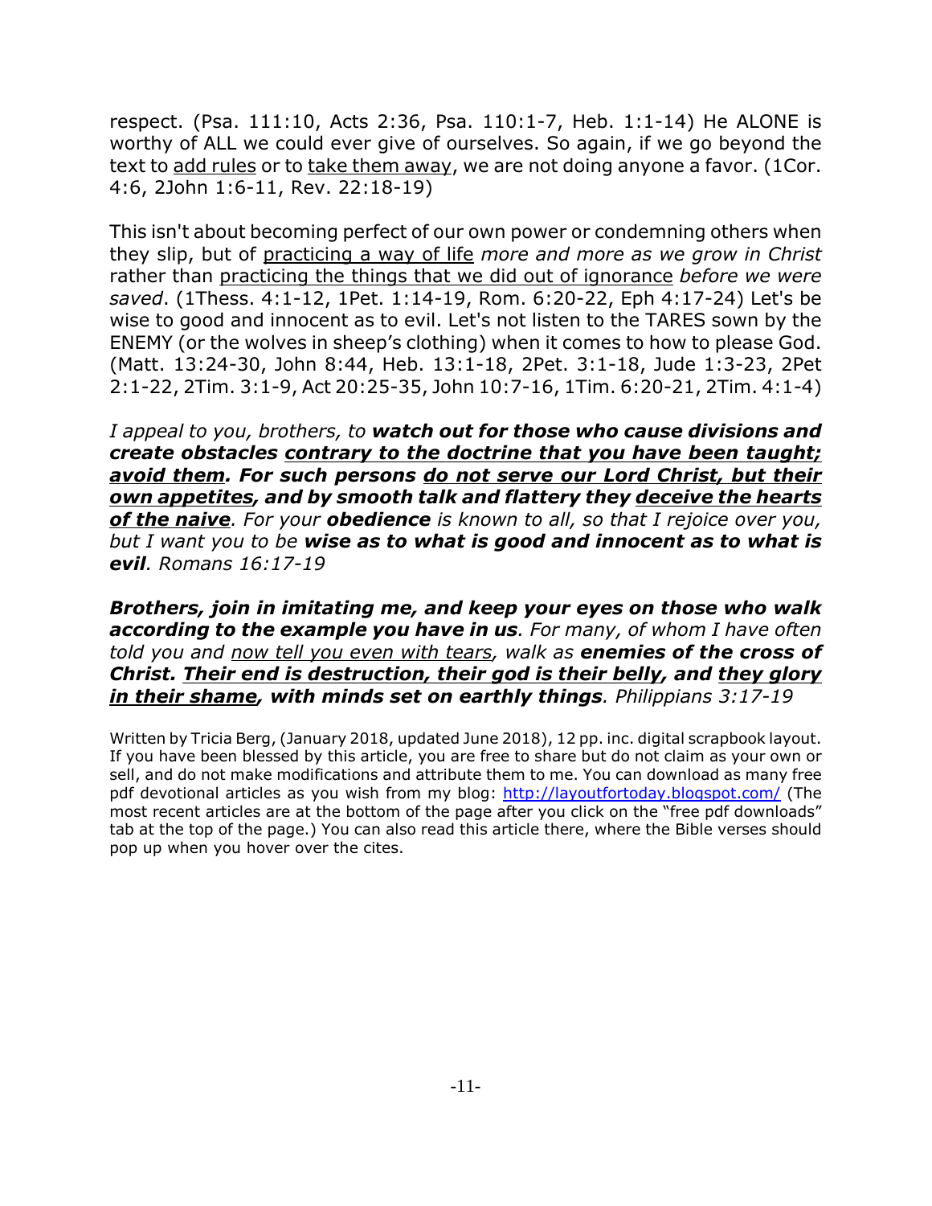respect. (Psa. 111:10, Acts 2:36, Psa. 110:1-7, Heb. 1:1-14) He ALONE is worthy of ALL we could ever give of ourselves. So again, if we go beyond the text to <u>add rules</u> or to <u>take them away</u>, we are not doing anyone a favor. (1Cor. 4:6, 2John 1:6-11, Rev. 22:18-19)

This isn't about becoming perfect of our own power or condemning others when they slip, but of <u>practicing a way of life</u> *more and more as we grow in Christ* rather than <u>practicing the things that we did out of ignorance</u> *before we were saved*. (1Thess. 4:1-12, 1Pet. 1:14-19, Rom. 6:20-22, Eph 4:17-24) Let's be wise to good and innocent as to evil. Let's not listen to the TARES sown by the ENEMY (or the wolves in sheep's clothing) when it comes to how to please God. (Matt. 13:24-30, John 8:44, Heb. 13:1-18, 2Pet. 3:1-18, Jude 1:3-23, 2Pet 2:1-22, 2Tim. 3:1-9, Act 20:25-35, John 10:7-16, 1Tim. 6:20-21, 2Tim. 4:1-4)

*I appeal to you, brothers, to **watch out for those who cause divisions and create obstacles <u>contrary to the doctrine that you have been taught; avoid them</u>. For such persons <u>do not serve our Lord Christ, but their own appetites</u>, and by smooth talk and flattery they <u>deceive the hearts of the naive</u>**. For your **obedience** is known to all, so that I rejoice over you, but I want you to be **wise as to what is good and innocent as to what is evil**. Romans 16:17-19*

***Brothers, join in imitating me, and keep your eyes on those who walk according to the example you have in us**. For many, of whom I have often told you and <u>now tell you even with tears</u>, walk as **enemies of the cross of Christ. <u>Their end is destruction, their god is their belly</u>, and <u>they glory in their shame</u>, with minds set on earthly things**. Philippians 3:17-19*

Written by Tricia Berg, (January 2018, updated June 2018), 12 pp. inc. digital scrapbook layout. If you have been blessed by this article, you are free to share but do not claim as your own or sell, and do not make modifications and attribute them to me. You can download as many free pdf devotional articles as you wish from my blog: [http://layoutfortoday.blogspot.com/](http://layoutfortoday.blogspot.com/) (The most recent articles are at the bottom of the page after you click on the "free pdf downloads" tab at the top of the page.) You can also read this article there, where the Bible verses should pop up when you hover over the cites.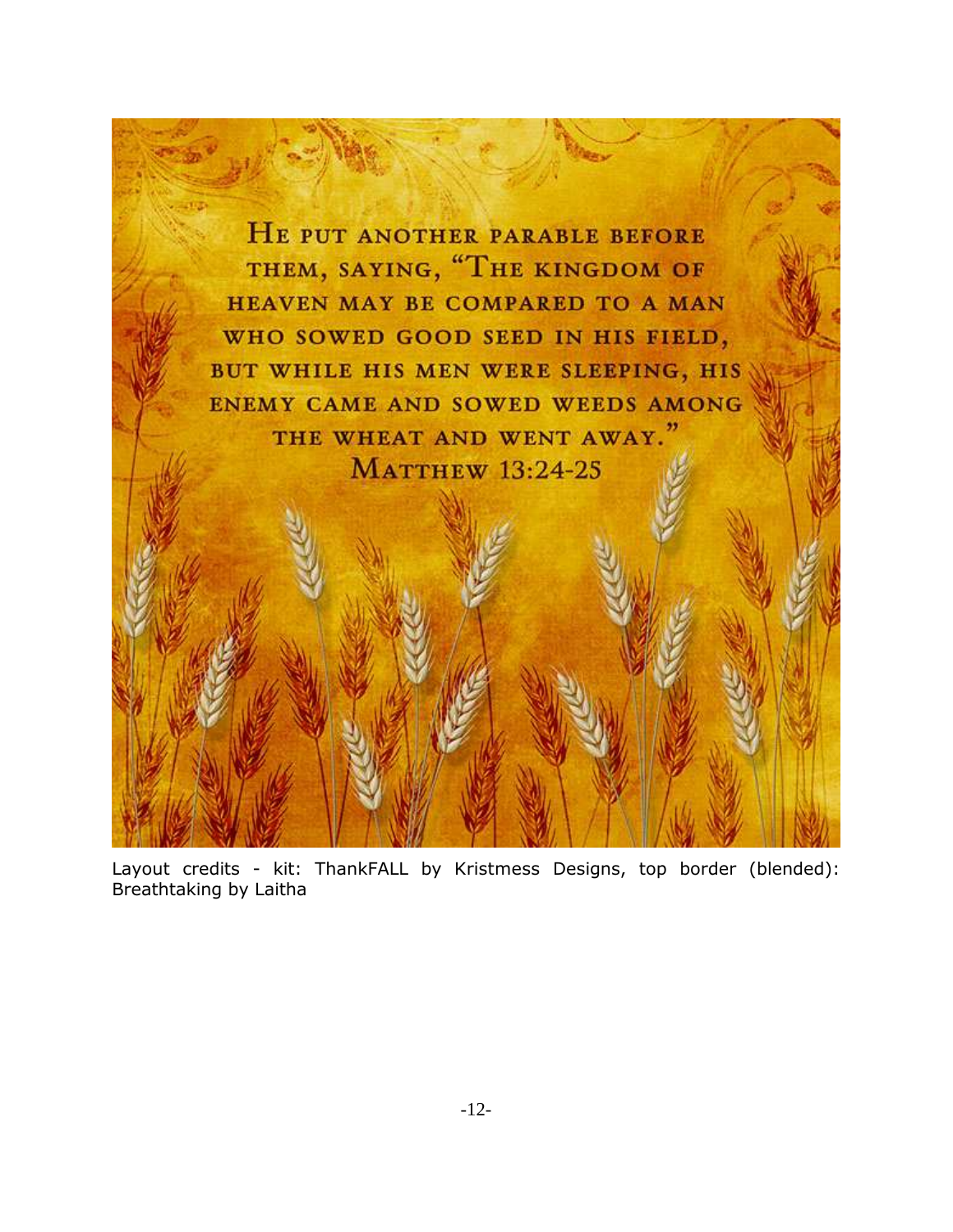He put another parable before them, saying, "The kingdom of heaven may be compared to a man who sowed good seed in his field, but while his men were sleeping, his enemy came and sowed weeds among the wheat and went away."
Matthew 13:24-25

Layout credits - kit: ThankFALL by Kristmess Designs, top border (blended): Breathtaking by Laitha